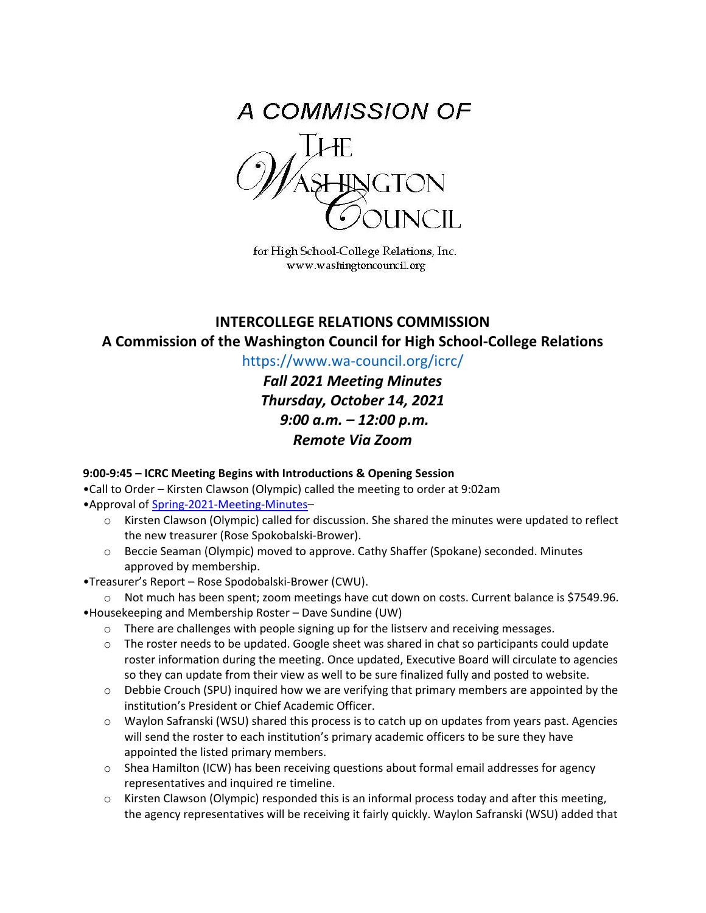A COMMISSION OF

THE WASHINGTON COUNCIL

for High School-College Relations, Inc.
www.washingtoncouncil.org

## INTERCOLLEGE RELATIONS COMMISSION
## A Commission of the Washington Council for High School-College Relations

https://www.wa-council.org/icrc/

***Fall 2021 Meeting Minutes***
***Thursday, October 14, 2021***
***9:00 a.m. – 12:00 p.m.***
***Remote Via Zoom***

**9:00-9:45 – ICRC Meeting Begins with Introductions & Opening Session**

- Call to Order – Kirsten Clawson (Olympic) called the meeting to order at 9:02am
- Approval of Spring-2021-Meeting-Minutes–
    - Kirsten Clawson (Olympic) called for discussion. She shared the minutes were updated to reflect the new treasurer (Rose Spokobalski-Brower).
    - Beccie Seaman (Olympic) moved to approve. Cathy Shaffer (Spokane) seconded. Minutes approved by membership.
- Treasurer's Report – Rose Spodobalski-Brower (CWU).
    - Not much has been spent; zoom meetings have cut down on costs. Current balance is $7549.96.
- Housekeeping and Membership Roster – Dave Sundine (UW)
    - There are challenges with people signing up for the listserv and receiving messages.
    - The roster needs to be updated. Google sheet was shared in chat so participants could update roster information during the meeting. Once updated, Executive Board will circulate to agencies so they can update from their view as well to be sure finalized fully and posted to website.
    - Debbie Crouch (SPU) inquired how we are verifying that primary members are appointed by the institution's President or Chief Academic Officer.
    - Waylon Safranski (WSU) shared this process is to catch up on updates from years past. Agencies will send the roster to each institution's primary academic officers to be sure they have appointed the listed primary members.
    - Shea Hamilton (ICW) has been receiving questions about formal email addresses for agency representatives and inquired re timeline.
    - Kirsten Clawson (Olympic) responded this is an informal process today and after this meeting, the agency representatives will be receiving it fairly quickly. Waylon Safranski (WSU) added that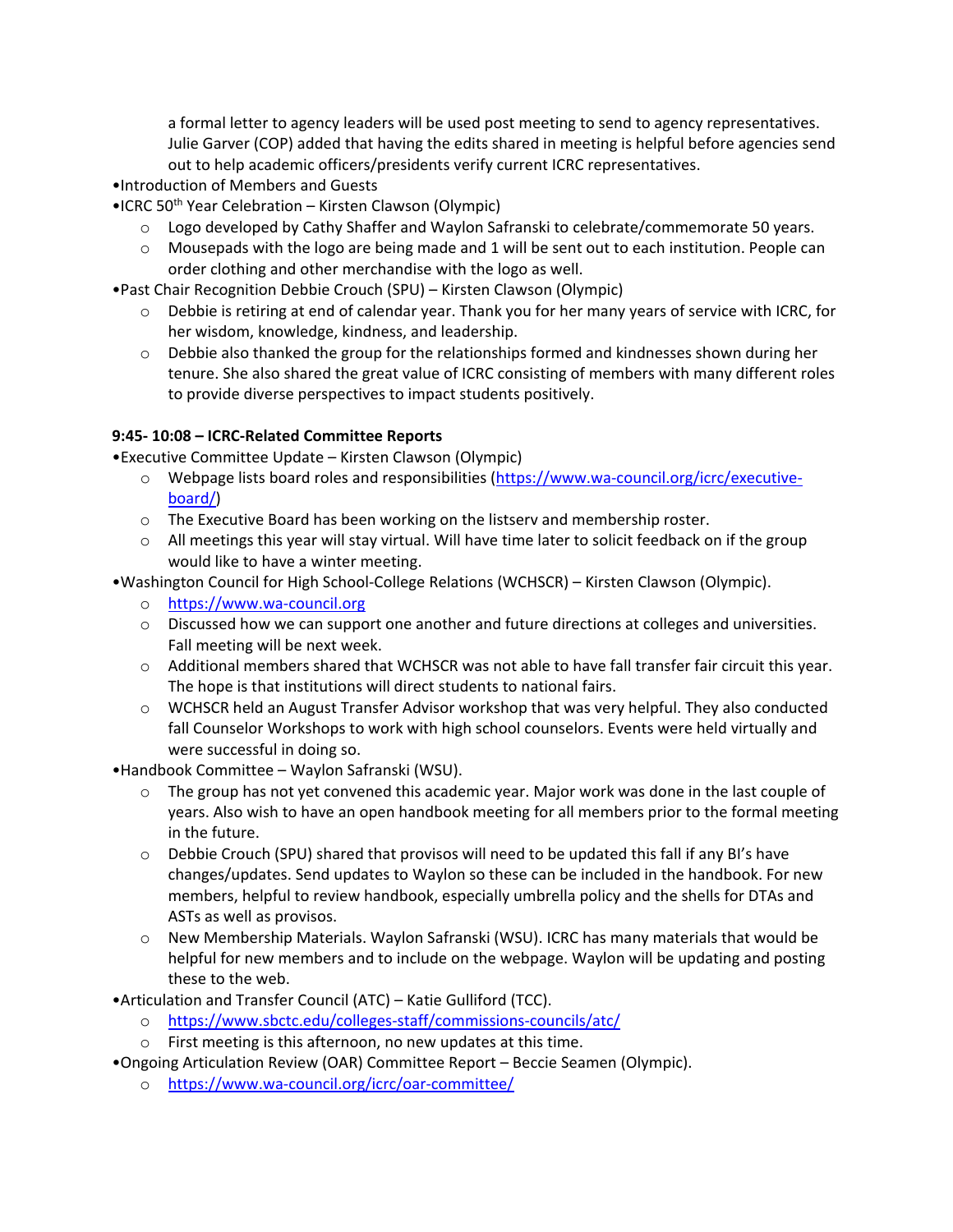a formal letter to agency leaders will be used post meeting to send to agency representatives. Julie Garver (COP) added that having the edits shared in meeting is helpful before agencies send out to help academic officers/presidents verify current ICRC representatives.

- Introduction of Members and Guests
- ICRC 50th Year Celebration – Kirsten Clawson (Olympic)
  - Logo developed by Cathy Shaffer and Waylon Safranski to celebrate/commemorate 50 years.
  - Mousepads with the logo are being made and 1 will be sent out to each institution. People can order clothing and other merchandise with the logo as well.
- Past Chair Recognition Debbie Crouch (SPU) – Kirsten Clawson (Olympic)
  - Debbie is retiring at end of calendar year. Thank you for her many years of service with ICRC, for her wisdom, knowledge, kindness, and leadership.
  - Debbie also thanked the group for the relationships formed and kindnesses shown during her tenure. She also shared the great value of ICRC consisting of members with many different roles to provide diverse perspectives to impact students positively.

**9:45- 10:08 – ICRC-Related Committee Reports**

- Executive Committee Update – Kirsten Clawson (Olympic)
  - Webpage lists board roles and responsibilities (https://www.wa-council.org/icrc/executive-board/)
  - The Executive Board has been working on the listserv and membership roster.
  - All meetings this year will stay virtual. Will have time later to solicit feedback on if the group would like to have a winter meeting.
- Washington Council for High School-College Relations (WCHSCR) – Kirsten Clawson (Olympic).
  - https://www.wa-council.org
  - Discussed how we can support one another and future directions at colleges and universities. Fall meeting will be next week.
  - Additional members shared that WCHSCR was not able to have fall transfer fair circuit this year. The hope is that institutions will direct students to national fairs.
  - WCHSCR held an August Transfer Advisor workshop that was very helpful. They also conducted fall Counselor Workshops to work with high school counselors. Events were held virtually and were successful in doing so.
- Handbook Committee – Waylon Safranski (WSU).
  - The group has not yet convened this academic year. Major work was done in the last couple of years. Also wish to have an open handbook meeting for all members prior to the formal meeting in the future.
  - Debbie Crouch (SPU) shared that provisos will need to be updated this fall if any BI's have changes/updates. Send updates to Waylon so these can be included in the handbook. For new members, helpful to review handbook, especially umbrella policy and the shells for DTAs and ASTs as well as provisos.
  - New Membership Materials. Waylon Safranski (WSU). ICRC has many materials that would be helpful for new members and to include on the webpage. Waylon will be updating and posting these to the web.
- Articulation and Transfer Council (ATC) – Katie Gulliford (TCC).
  - https://www.sbctc.edu/colleges-staff/commissions-councils/atc/
  - First meeting is this afternoon, no new updates at this time.
- Ongoing Articulation Review (OAR) Committee Report – Beccie Seamen (Olympic).
  - https://www.wa-council.org/icrc/oar-committee/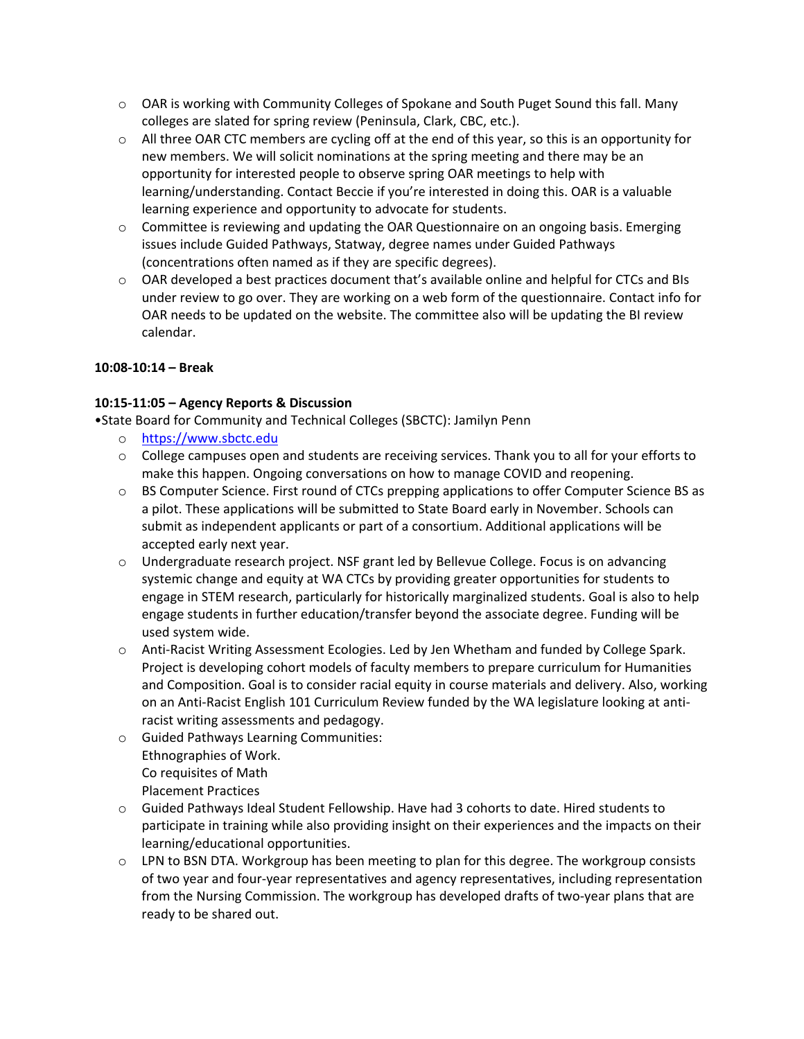- OAR is working with Community Colleges of Spokane and South Puget Sound this fall. Many colleges are slated for spring review (Peninsula, Clark, CBC, etc.).
- All three OAR CTC members are cycling off at the end of this year, so this is an opportunity for new members. We will solicit nominations at the spring meeting and there may be an opportunity for interested people to observe spring OAR meetings to help with learning/understanding. Contact Beccie if you're interested in doing this. OAR is a valuable learning experience and opportunity to advocate for students.
- Committee is reviewing and updating the OAR Questionnaire on an ongoing basis. Emerging issues include Guided Pathways, Statway, degree names under Guided Pathways (concentrations often named as if they are specific degrees).
- OAR developed a best practices document that's available online and helpful for CTCs and BIs under review to go over. They are working on a web form of the questionnaire. Contact info for OAR needs to be updated on the website. The committee also will be updating the BI review calendar.

**10:08-10:14 – Break**

**10:15-11:05 – Agency Reports & Discussion**

•State Board for Community and Technical Colleges (SBCTC): Jamilyn Penn

- https://www.sbctc.edu
- College campuses open and students are receiving services. Thank you to all for your efforts to make this happen. Ongoing conversations on how to manage COVID and reopening.
- BS Computer Science. First round of CTCs prepping applications to offer Computer Science BS as a pilot. These applications will be submitted to State Board early in November. Schools can submit as independent applicants or part of a consortium. Additional applications will be accepted early next year.
- Undergraduate research project. NSF grant led by Bellevue College. Focus is on advancing systemic change and equity at WA CTCs by providing greater opportunities for students to engage in STEM research, particularly for historically marginalized students. Goal is also to help engage students in further education/transfer beyond the associate degree. Funding will be used system wide.
- Anti-Racist Writing Assessment Ecologies. Led by Jen Whetham and funded by College Spark. Project is developing cohort models of faculty members to prepare curriculum for Humanities and Composition. Goal is to consider racial equity in course materials and delivery. Also, working on an Anti-Racist English 101 Curriculum Review funded by the WA legislature looking at anti-racist writing assessments and pedagogy.
- Guided Pathways Learning Communities:
  Ethnographies of Work.
  Co requisites of Math
  Placement Practices
- Guided Pathways Ideal Student Fellowship. Have had 3 cohorts to date. Hired students to participate in training while also providing insight on their experiences and the impacts on their learning/educational opportunities.
- LPN to BSN DTA. Workgroup has been meeting to plan for this degree. The workgroup consists of two year and four-year representatives and agency representatives, including representation from the Nursing Commission. The workgroup has developed drafts of two-year plans that are ready to be shared out.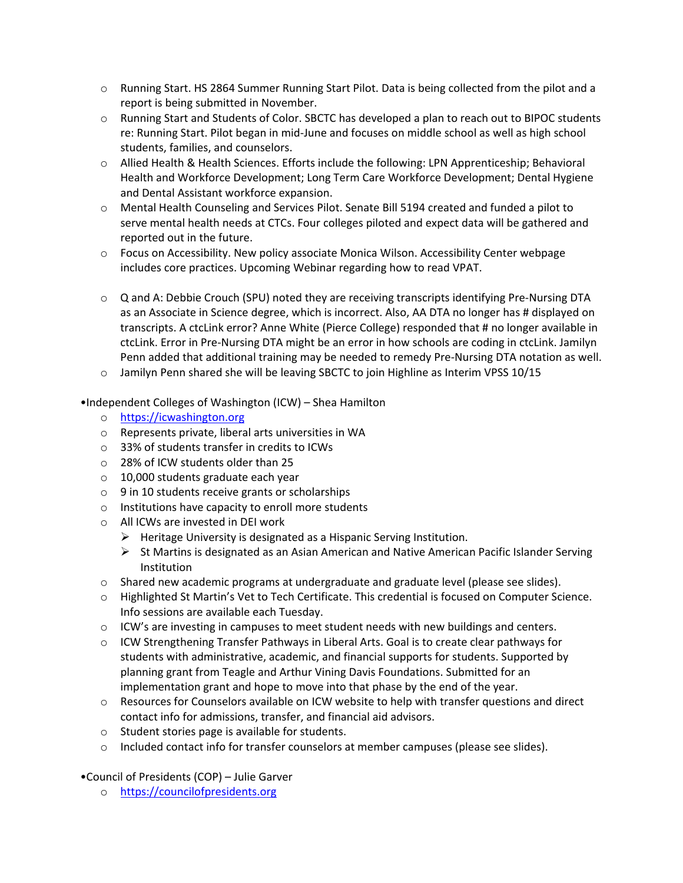- Running Start. HS 2864 Summer Running Start Pilot. Data is being collected from the pilot and a report is being submitted in November.
- Running Start and Students of Color. SBCTC has developed a plan to reach out to BIPOC students re: Running Start. Pilot began in mid-June and focuses on middle school as well as high school students, families, and counselors.
- Allied Health & Health Sciences. Efforts include the following: LPN Apprenticeship; Behavioral Health and Workforce Development; Long Term Care Workforce Development; Dental Hygiene and Dental Assistant workforce expansion.
- Mental Health Counseling and Services Pilot. Senate Bill 5194 created and funded a pilot to serve mental health needs at CTCs. Four colleges piloted and expect data will be gathered and reported out in the future.
- Focus on Accessibility. New policy associate Monica Wilson. Accessibility Center webpage includes core practices. Upcoming Webinar regarding how to read VPAT.

- Q and A: Debbie Crouch (SPU) noted they are receiving transcripts identifying Pre-Nursing DTA as an Associate in Science degree, which is incorrect. Also, AA DTA no longer has # displayed on transcripts. A ctcLink error? Anne White (Pierce College) responded that # no longer available in ctcLink. Error in Pre-Nursing DTA might be an error in how schools are coding in ctcLink. Jamilyn Penn added that additional training may be needed to remedy Pre-Nursing DTA notation as well.
- Jamilyn Penn shared she will be leaving SBCTC to join Highline as Interim VPSS 10/15

• Independent Colleges of Washington (ICW) – Shea Hamilton

- https://icwashington.org
- Represents private, liberal arts universities in WA
- 33% of students transfer in credits to ICWs
- 28% of ICW students older than 25
- 10,000 students graduate each year
- 9 in 10 students receive grants or scholarships
- Institutions have capacity to enroll more students
- All ICWs are invested in DEI work
  - Heritage University is designated as a Hispanic Serving Institution.
  - St Martins is designated as an Asian American and Native American Pacific Islander Serving Institution
- Shared new academic programs at undergraduate and graduate level (please see slides).
- Highlighted St Martin's Vet to Tech Certificate. This credential is focused on Computer Science. Info sessions are available each Tuesday.
- ICW's are investing in campuses to meet student needs with new buildings and centers.
- ICW Strengthening Transfer Pathways in Liberal Arts. Goal is to create clear pathways for students with administrative, academic, and financial supports for students. Supported by planning grant from Teagle and Arthur Vining Davis Foundations. Submitted for an implementation grant and hope to move into that phase by the end of the year.
- Resources for Counselors available on ICW website to help with transfer questions and direct contact info for admissions, transfer, and financial aid advisors.
- Student stories page is available for students.
- Included contact info for transfer counselors at member campuses (please see slides).

• Council of Presidents (COP) – Julie Garver

- https://councilofpresidents.org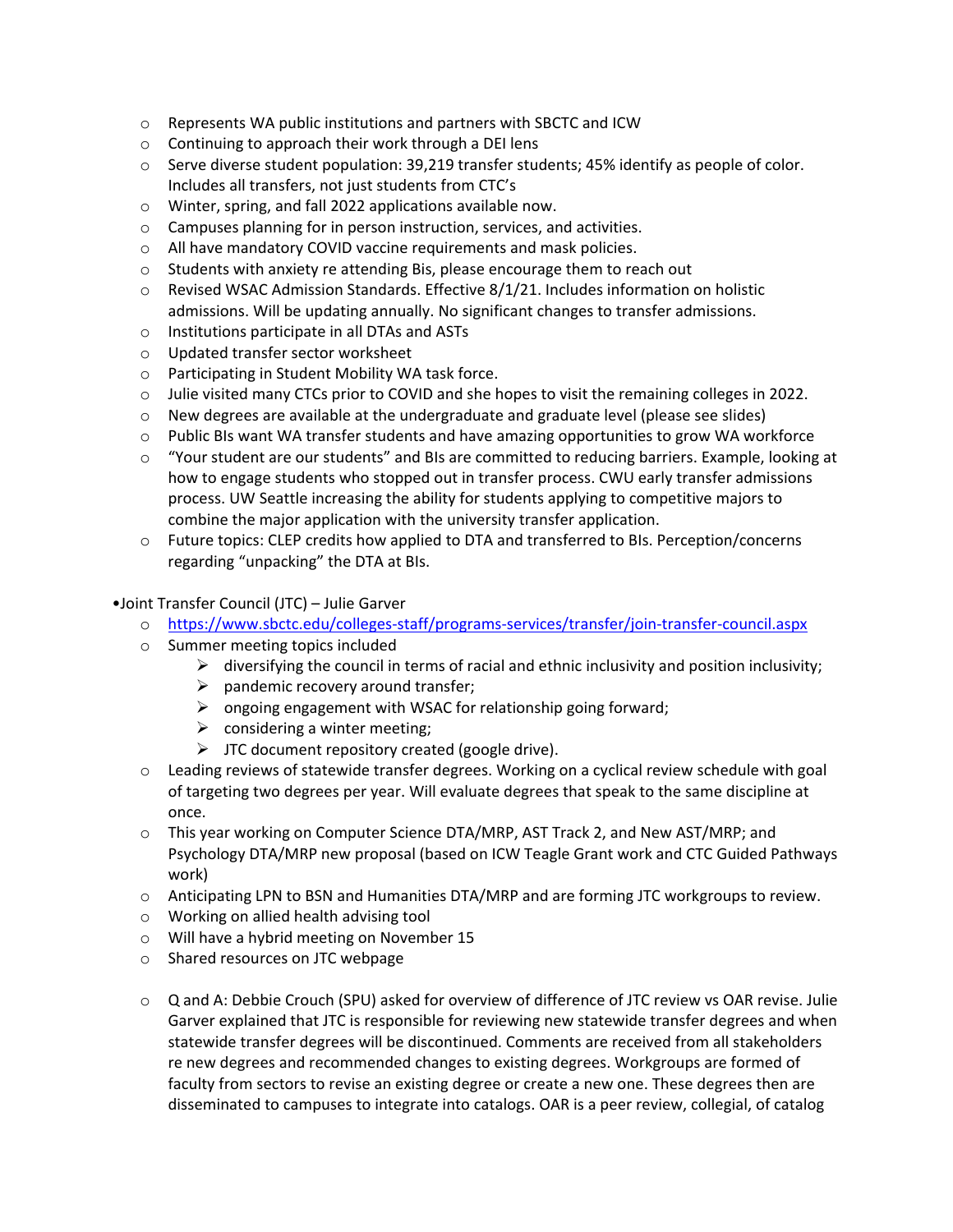- Represents WA public institutions and partners with SBCTC and ICW
- Continuing to approach their work through a DEI lens
- Serve diverse student population: 39,219 transfer students; 45% identify as people of color. Includes all transfers, not just students from CTC's
- Winter, spring, and fall 2022 applications available now.
- Campuses planning for in person instruction, services, and activities.
- All have mandatory COVID vaccine requirements and mask policies.
- Students with anxiety re attending Bis, please encourage them to reach out
- Revised WSAC Admission Standards. Effective 8/1/21. Includes information on holistic admissions. Will be updating annually. No significant changes to transfer admissions.
- Institutions participate in all DTAs and ASTs
- Updated transfer sector worksheet
- Participating in Student Mobility WA task force.
- Julie visited many CTCs prior to COVID and she hopes to visit the remaining colleges in 2022.
- New degrees are available at the undergraduate and graduate level (please see slides)
- Public BIs want WA transfer students and have amazing opportunities to grow WA workforce
- "Your student are our students" and BIs are committed to reducing barriers. Example, looking at how to engage students who stopped out in transfer process. CWU early transfer admissions process. UW Seattle increasing the ability for students applying to competitive majors to combine the major application with the university transfer application.
- Future topics: CLEP credits how applied to DTA and transferred to BIs. Perception/concerns regarding "unpacking" the DTA at BIs.

• Joint Transfer Council (JTC) – Julie Garver

- https://www.sbctc.edu/colleges-staff/programs-services/transfer/join-transfer-council.aspx
- Summer meeting topics included
  - diversifying the council in terms of racial and ethnic inclusivity and position inclusivity;
  - pandemic recovery around transfer;
  - ongoing engagement with WSAC for relationship going forward;
  - considering a winter meeting;
  - JTC document repository created (google drive).
- Leading reviews of statewide transfer degrees. Working on a cyclical review schedule with goal of targeting two degrees per year. Will evaluate degrees that speak to the same discipline at once.
- This year working on Computer Science DTA/MRP, AST Track 2, and New AST/MRP; and Psychology DTA/MRP new proposal (based on ICW Teagle Grant work and CTC Guided Pathways work)
- Anticipating LPN to BSN and Humanities DTA/MRP and are forming JTC workgroups to review.
- Working on allied health advising tool
- Will have a hybrid meeting on November 15
- Shared resources on JTC webpage

- Q and A: Debbie Crouch (SPU) asked for overview of difference of JTC review vs OAR revise. Julie Garver explained that JTC is responsible for reviewing new statewide transfer degrees and when statewide transfer degrees will be discontinued. Comments are received from all stakeholders re new degrees and recommended changes to existing degrees. Workgroups are formed of faculty from sectors to revise an existing degree or create a new one. These degrees then are disseminated to campuses to integrate into catalogs. OAR is a peer review, collegial, of catalog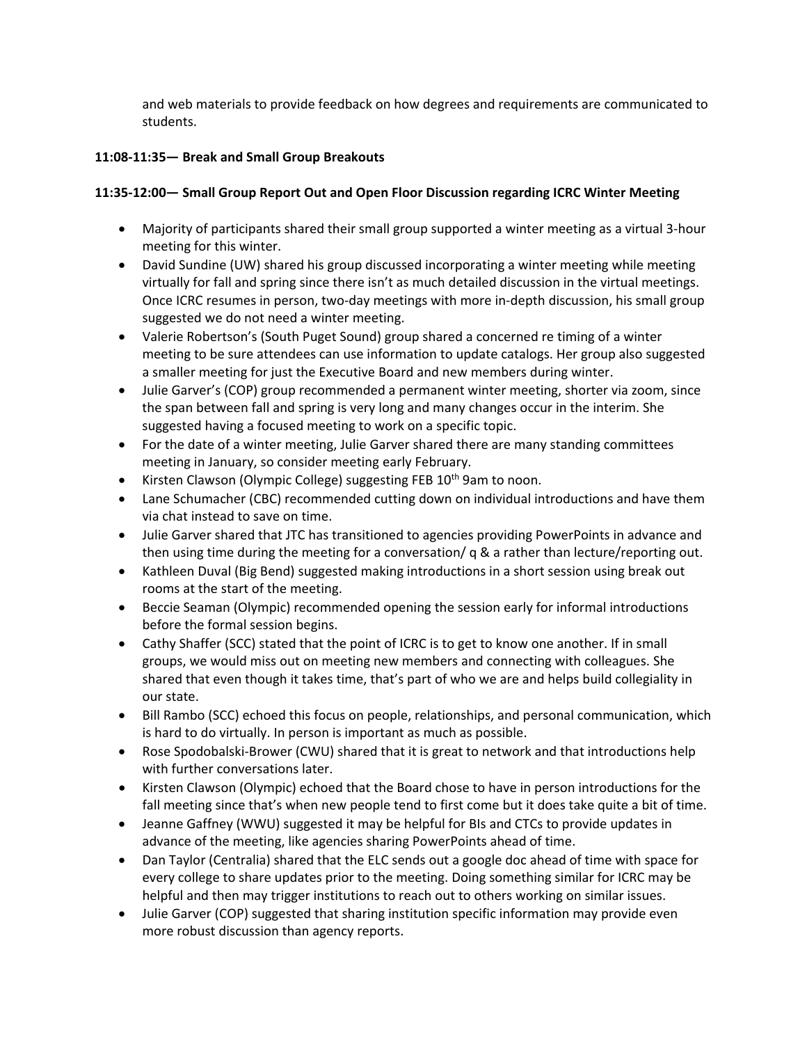and web materials to provide feedback on how degrees and requirements are communicated to students.

**11:08-11:35— Break and Small Group Breakouts**

**11:35-12:00— Small Group Report Out and Open Floor Discussion regarding ICRC Winter Meeting**

- Majority of participants shared their small group supported a winter meeting as a virtual 3-hour meeting for this winter.
- David Sundine (UW) shared his group discussed incorporating a winter meeting while meeting virtually for fall and spring since there isn't as much detailed discussion in the virtual meetings. Once ICRC resumes in person, two-day meetings with more in-depth discussion, his small group suggested we do not need a winter meeting.
- Valerie Robertson's (South Puget Sound) group shared a concerned re timing of a winter meeting to be sure attendees can use information to update catalogs. Her group also suggested a smaller meeting for just the Executive Board and new members during winter.
- Julie Garver's (COP) group recommended a permanent winter meeting, shorter via zoom, since the span between fall and spring is very long and many changes occur in the interim. She suggested having a focused meeting to work on a specific topic.
- For the date of a winter meeting, Julie Garver shared there are many standing committees meeting in January, so consider meeting early February.
- Kirsten Clawson (Olympic College) suggesting FEB 10th 9am to noon.
- Lane Schumacher (CBC) recommended cutting down on individual introductions and have them via chat instead to save on time.
- Julie Garver shared that JTC has transitioned to agencies providing PowerPoints in advance and then using time during the meeting for a conversation/ q & a rather than lecture/reporting out.
- Kathleen Duval (Big Bend) suggested making introductions in a short session using break out rooms at the start of the meeting.
- Beccie Seaman (Olympic) recommended opening the session early for informal introductions before the formal session begins.
- Cathy Shaffer (SCC) stated that the point of ICRC is to get to know one another. If in small groups, we would miss out on meeting new members and connecting with colleagues. She shared that even though it takes time, that's part of who we are and helps build collegiality in our state.
- Bill Rambo (SCC) echoed this focus on people, relationships, and personal communication, which is hard to do virtually. In person is important as much as possible.
- Rose Spodobalski-Brower (CWU) shared that it is great to network and that introductions help with further conversations later.
- Kirsten Clawson (Olympic) echoed that the Board chose to have in person introductions for the fall meeting since that's when new people tend to first come but it does take quite a bit of time.
- Jeanne Gaffney (WWU) suggested it may be helpful for BIs and CTCs to provide updates in advance of the meeting, like agencies sharing PowerPoints ahead of time.
- Dan Taylor (Centralia) shared that the ELC sends out a google doc ahead of time with space for every college to share updates prior to the meeting. Doing something similar for ICRC may be helpful and then may trigger institutions to reach out to others working on similar issues.
- Julie Garver (COP) suggested that sharing institution specific information may provide even more robust discussion than agency reports.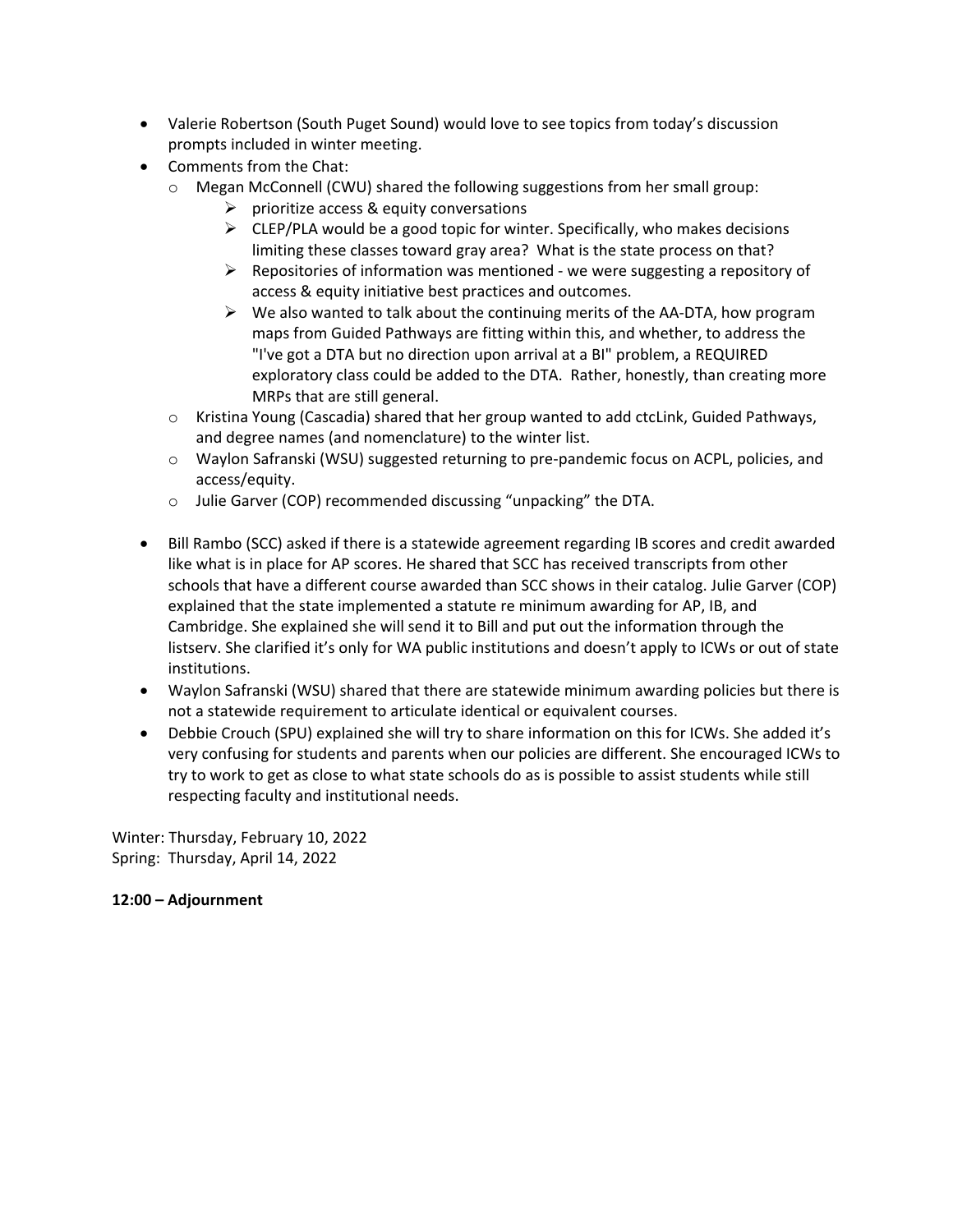- Valerie Robertson (South Puget Sound) would love to see topics from today's discussion prompts included in winter meeting.
- Comments from the Chat:
  - Megan McConnell (CWU) shared the following suggestions from her small group:
    - prioritize access & equity conversations
    - CLEP/PLA would be a good topic for winter. Specifically, who makes decisions limiting these classes toward gray area? What is the state process on that?
    - Repositories of information was mentioned - we were suggesting a repository of access & equity initiative best practices and outcomes.
    - We also wanted to talk about the continuing merits of the AA-DTA, how program maps from Guided Pathways are fitting within this, and whether, to address the "I've got a DTA but no direction upon arrival at a BI" problem, a REQUIRED exploratory class could be added to the DTA. Rather, honestly, than creating more MRPs that are still general.
  - Kristina Young (Cascadia) shared that her group wanted to add ctcLink, Guided Pathways, and degree names (and nomenclature) to the winter list.
  - Waylon Safranski (WSU) suggested returning to pre-pandemic focus on ACPL, policies, and access/equity.
  - Julie Garver (COP) recommended discussing "unpacking" the DTA.

- Bill Rambo (SCC) asked if there is a statewide agreement regarding IB scores and credit awarded like what is in place for AP scores. He shared that SCC has received transcripts from other schools that have a different course awarded than SCC shows in their catalog. Julie Garver (COP) explained that the state implemented a statute re minimum awarding for AP, IB, and Cambridge. She explained she will send it to Bill and put out the information through the listserv. She clarified it's only for WA public institutions and doesn't apply to ICWs or out of state institutions.
- Waylon Safranski (WSU) shared that there are statewide minimum awarding policies but there is not a statewide requirement to articulate identical or equivalent courses.
- Debbie Crouch (SPU) explained she will try to share information on this for ICWs. She added it's very confusing for students and parents when our policies are different. She encouraged ICWs to try to work to get as close to what state schools do as is possible to assist students while still respecting faculty and institutional needs.

Winter: Thursday, February 10, 2022
Spring: Thursday, April 14, 2022

**12:00 – Adjournment**